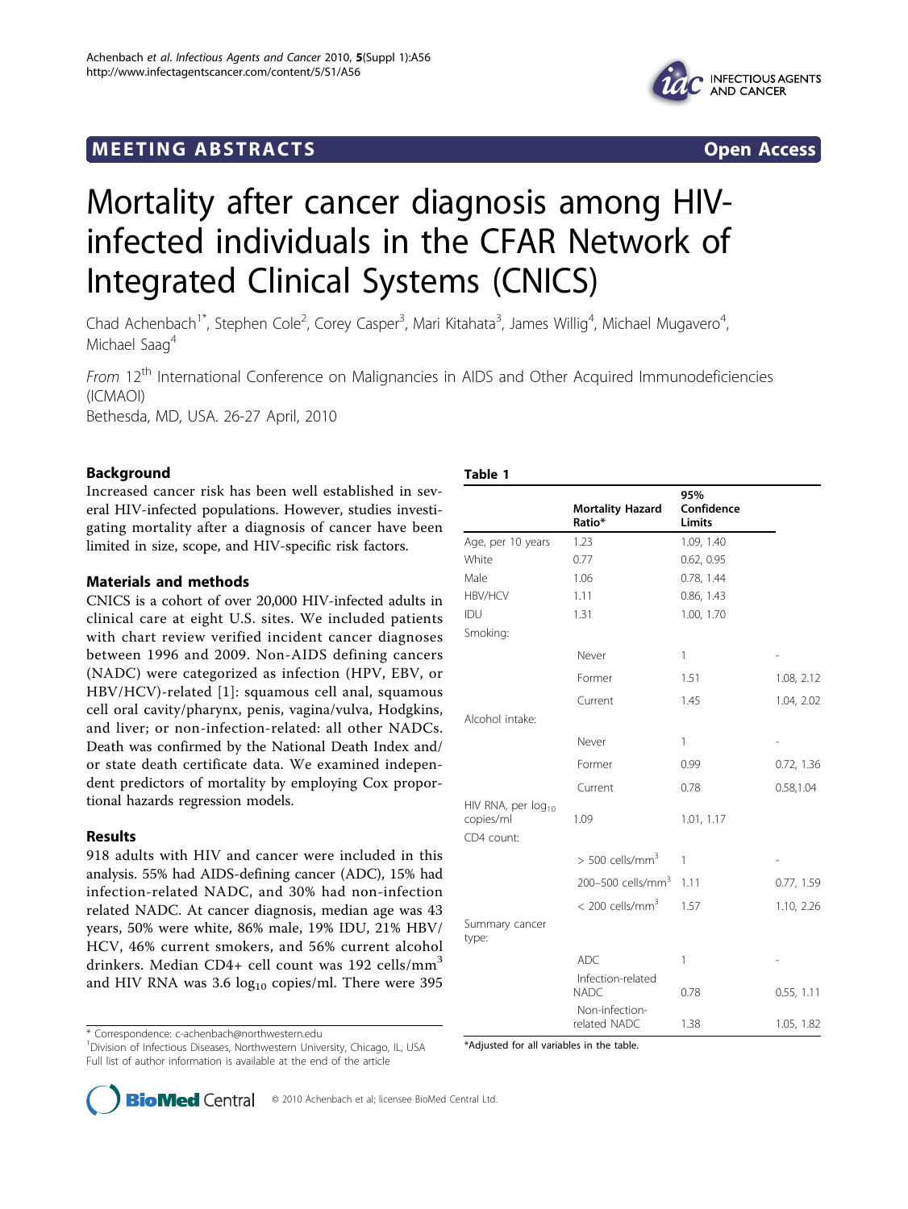MEETING ABSTRACTS Open Access

# Mortality after cancer diagnosis among HIV-infected individuals in the CFAR Network of Integrated Clinical Systems (CNICS)

Chad Achenbach[1*], Stephen Cole[2], Corey Casper[3], Mari Kitahata[3], James Willig[4], Michael Mugavero[4], Michael Saag[4]

*From* 12th International Conference on Malignancies in AIDS and Other Acquired Immunodeficiencies (ICMAOI)
Bethesda, MD, USA. 26-27 April, 2010

## Background

Increased cancer risk has been well established in several HIV-infected populations. However, studies investigating mortality after a diagnosis of cancer have been limited in size, scope, and HIV-specific risk factors.

## Materials and methods

CNICS is a cohort of over 20,000 HIV-infected adults in clinical care at eight U.S. sites. We included patients with chart review verified incident cancer diagnoses between 1996 and 2009. Non-AIDS defining cancers (NADC) were categorized as infection (HPV, EBV, or HBV/HCV)-related [1]: squamous cell anal, squamous cell oral cavity/pharynx, penis, vagina/vulva, Hodgkins, and liver; or non-infection-related: all other NADCs. Death was confirmed by the National Death Index and/or state death certificate data. We examined independent predictors of mortality by employing Cox proportional hazards regression models.

## Results

918 adults with HIV and cancer were included in this analysis. 55% had AIDS-defining cancer (ADC), 15% had infection-related NADC, and 30% had non-infection related NADC. At cancer diagnosis, median age was 43 years, 50% were white, 86% male, 19% IDU, 21% HBV/HCV, 46% current smokers, and 56% current alcohol drinkers. Median CD4+ cell count was 192 cells/mm$^3$ and HIV RNA was 3.6 log$_{10}$ copies/ml. There were 395

**Table 1**

| | | Mortality Hazard Ratio* | 95% Confidence Limits |
|---|---|---|---|
| Age, per 10 years | | 1.23 | 1.09, 1.40 |
| White | | 0.77 | 0.62, 0.95 |
| Male | | 1.06 | 0.78, 1.44 |
| HBV/HCV | | 1.11 | 0.86, 1.43 |
| IDU | | 1.31 | 1.00, 1.70 |
| Smoking: | | | |
| | Never | 1 | - |
| | Former | 1.51 | 1.08, 2.12 |
| | Current | 1.45 | 1.04, 2.02 |
| Alcohol intake: | | | |
| | Never | 1 | - |
| | Former | 0.99 | 0.72, 1.36 |
| | Current | 0.78 | 0.58,1.04 |
| HIV RNA, per log$_{10}$ copies/ml | | 1.09 | 1.01, 1.17 |
| CD4 count: | | | |
| | > 500 cells/mm$^3$ | 1 | - |
| | 200–500 cells/mm$^3$ | 1.11 | 0.77, 1.59 |
| | < 200 cells/mm$^3$ | 1.57 | 1.10, 2.26 |
| Summary cancer type: | | | |
| | ADC | 1 | - |
| | Infection-related NADC | 0.78 | 0.55, 1.11 |
| | Non-infection-related NADC | 1.38 | 1.05, 1.82 |

*Adjusted for all variables in the table.

* Correspondence: c-achenbach@northwestern.edu
[1]Division of Infectious Diseases, Northwestern University, Chicago, IL, USA
Full list of author information is available at the end of the article

© 2010 Achenbach et al; licensee BioMed Central Ltd.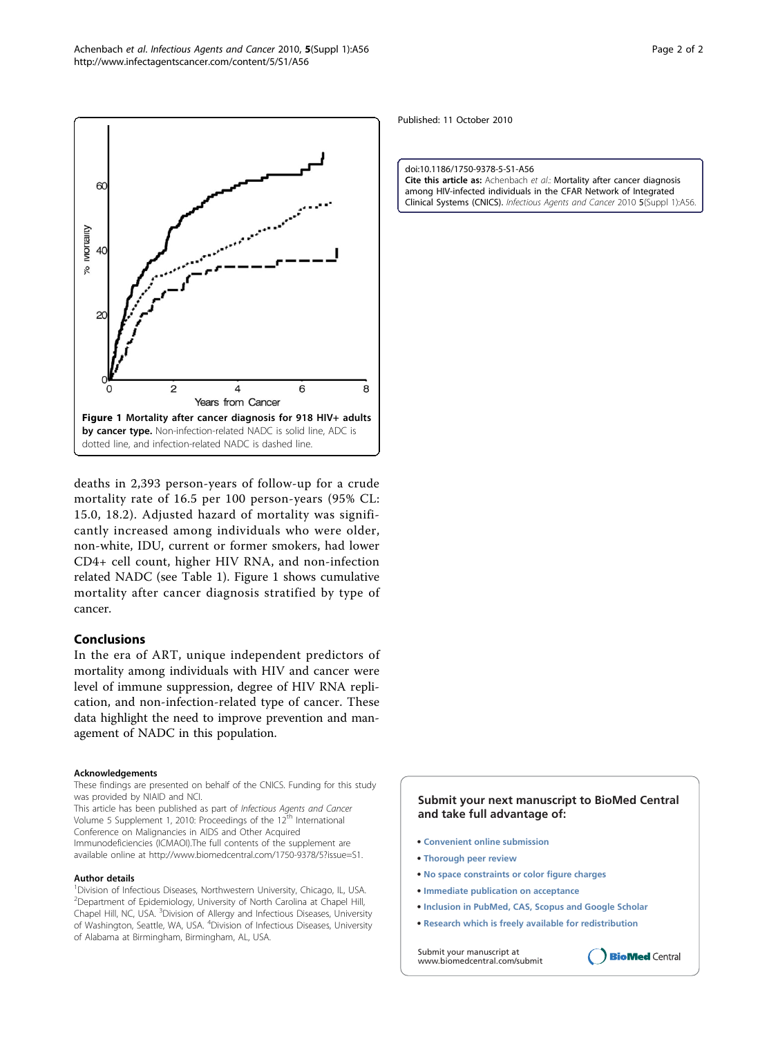% Mortality

60

40

20

0

0

2

4

6

8

Years from Cancer

**Figure 1 Mortality after cancer diagnosis for 918 HIV+ adults by cancer type.** Non-infection-related NADC is solid line, ADC is dotted line, and infection-related NADC is dashed line.

deaths in 2,393 person-years of follow-up for a crude mortality rate of 16.5 per 100 person-years (95% CL: 15.0, 18.2). Adjusted hazard of mortality was significantly increased among individuals who were older, non-white, IDU, current or former smokers, had lower CD4+ cell count, higher HIV RNA, and non-infection related NADC (see Table 1). Figure 1 shows cumulative mortality after cancer diagnosis stratified by type of cancer.

## Conclusions

In the era of ART, unique independent predictors of mortality among individuals with HIV and cancer were level of immune suppression, degree of HIV RNA replication, and non-infection-related type of cancer. These data highlight the need to improve prevention and management of NADC in this population.

#### Acknowledgements

These findings are presented on behalf of the CNICS. Funding for this study was provided by NIAID and NCI.

This article has been published as part of *Infectious Agents and Cancer* Volume 5 Supplement 1, 2010: Proceedings of the 12th International Conference on Malignancies in AIDS and Other Acquired Immunodeficiencies (ICMAOI).The full contents of the supplement are available online at http://www.biomedcentral.com/1750-9378/5?issue=S1.

#### Author details

[1]Division of Infectious Diseases, Northwestern University, Chicago, IL, USA. [2]Department of Epidemiology, University of North Carolina at Chapel Hill, Chapel Hill, NC, USA. [3]Division of Allergy and Infectious Diseases, University of Washington, Seattle, WA, USA. [4]Division of Infectious Diseases, University of Alabama at Birmingham, Birmingham, AL, USA.

Published: 11 October 2010

doi:10.1186/1750-9378-5-S1-A56

**Cite this article as:** Achenbach *et al.*: Mortality after cancer diagnosis among HIV-infected individuals in the CFAR Network of Integrated Clinical Systems (CNICS). *Infectious Agents and Cancer* 2010 5(Suppl 1):A56.